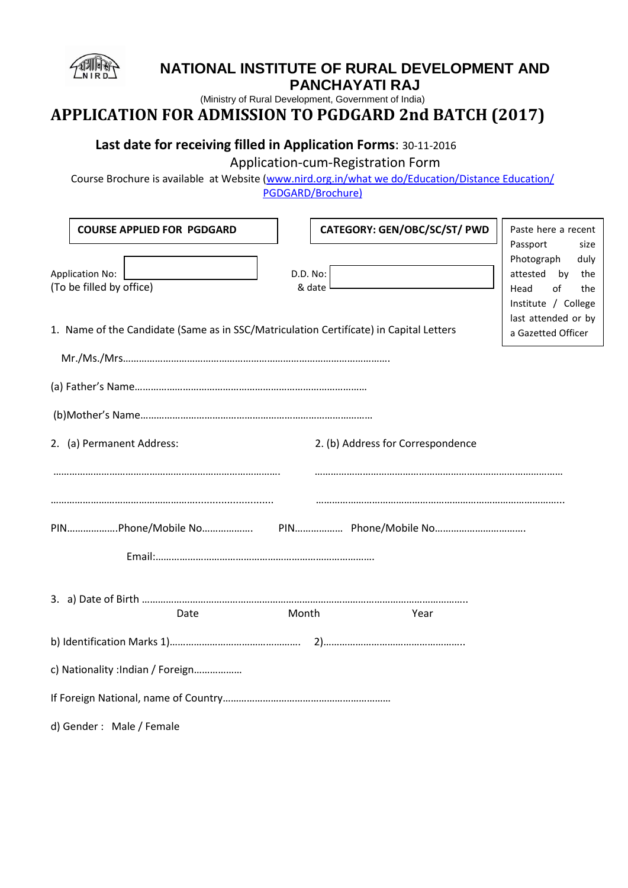# NATIONAL INSTITUTE OF RURAL DEVELOPMENT AND PANCHAYATI RAJ

(Ministry of Rural Development, Government of India)

# APPLICATION FOR ADMISSION TO PGDGARD 2nd BATCH (2017)

**Last date for receiving filled in Application Forms**: 30-11-2016

Application-cum-Registration Form

Course Brochure is available at Website (www.nird.org.in/what we do/Education/Distance Education/PGDGARD/Brochure)

**COURSE APPLIED FOR PGDGARD**

**CATEGORY: GEN/OBC/SC/ST/ PWD**

Paste here a recent Passport size Photograph duly attested by the Head of the Institute / College last attended or by a Gazetted Officer

Application No: ____________
(To be filled by office)

D.D. No: & date ____________

1. Name of the Candidate (Same as in SSC/Matriculation Certifícate) in Capital Letters

Mr./Ms./Mrs……………………………………………………………………………………….

(a) Father's Name…………………………………………………………………………

(b)Mother's Name…………………………………………………………………………

2. (a) Permanent Address:

…………………………………………………………………………

…………………………………………………….........................

PIN……………….Phone/Mobile No……………….

2. (b) Address for Correspondence

………………………………………………………………………………

………………………………………………………………………………..

PIN……………… Phone/Mobile No…………………………….

Email:………………………………………………………………………

3. a) Date of Birth ………………………………………………………………………………………………………..
Date Month Year

b) Identification Marks 1)………………………………………….. 2)……………………………………………..

c) Nationality :Indian / Foreign………………

If Foreign National, name of Country…………………………………………………….

d) Gender : Male / Female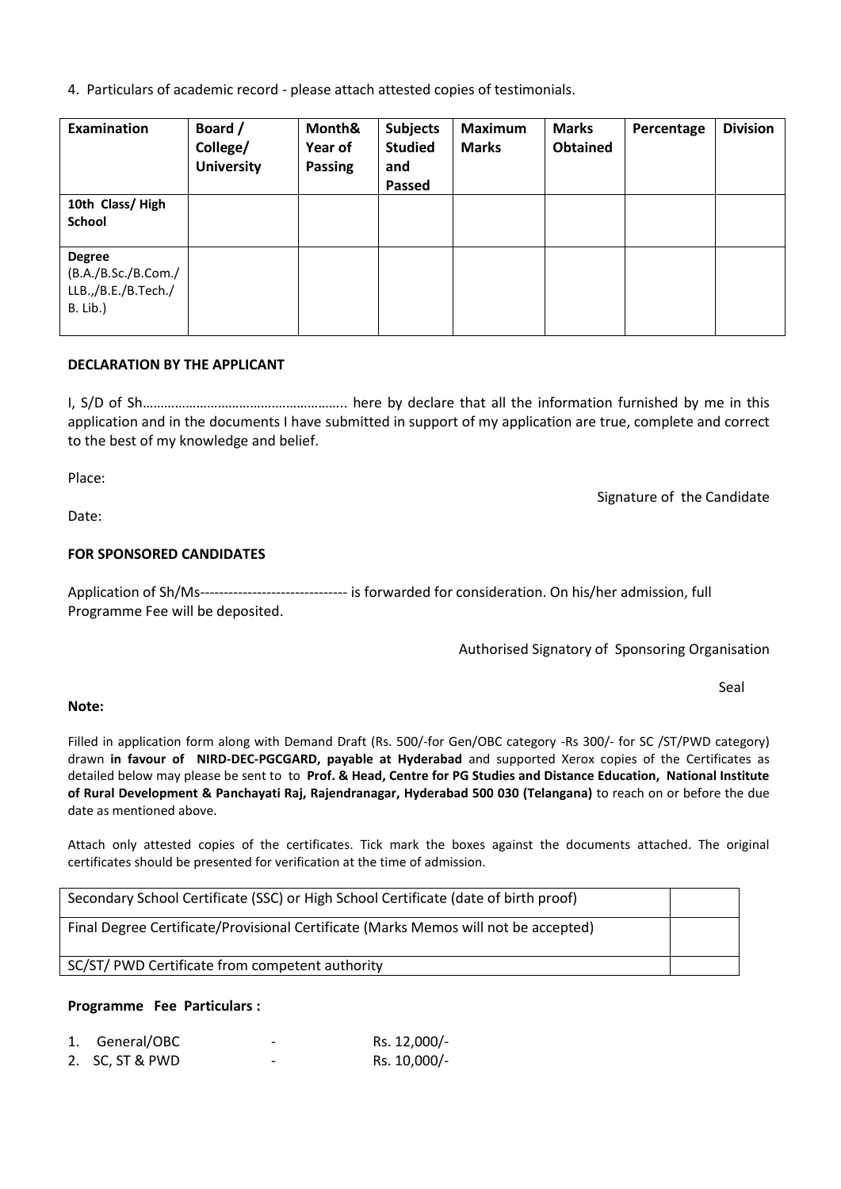4. Particulars of academic record - please attach attested copies of testimonials.

| Examination | Board / College/ University | Month& Year of Passing | Subjects Studied and Passed | Maximum Marks | Marks Obtained | Percentage | Division |
|---|---|---|---|---|---|---|---|
| **10th Class/ High School** | | | | | | | |
| **Degree** (B.A./B.Sc./B.Com./ LLB.,/B.E./B.Tech./ B. Lib.) | | | | | | | |

**DECLARATION BY THE APPLICANT**

I, S/D of Sh……………………………………………….. here by declare that all the information furnished by me in this application and in the documents I have submitted in support of my application are true, complete and correct to the best of my knowledge and belief.

Place:

Signature of the Candidate

Date:

**FOR SPONSORED CANDIDATES**

Application of Sh/Ms------------------------------ is forwarded for consideration. On his/her admission, full Programme Fee will be deposited.

Authorised Signatory of Sponsoring Organisation

Seal

**Note:**

Filled in application form along with Demand Draft (Rs. 500/-for Gen/OBC category -Rs 300/- for SC /ST/PWD category) drawn **in favour of NIRD-DEC-PGCGARD, payable at Hyderabad** and supported Xerox copies of the Certificates as detailed below may please be sent to to **Prof. & Head, Centre for PG Studies and Distance Education, National Institute of Rural Development & Panchayati Raj, Rajendranagar, Hyderabad 500 030 (Telangana)** to reach on or before the due date as mentioned above.

Attach only attested copies of the certificates. Tick mark the boxes against the documents attached. The original certificates should be presented for verification at the time of admission.

| | |
|---|---|
| Secondary School Certificate (SSC) or High School Certificate (date of birth proof) | |
| Final Degree Certificate/Provisional Certificate (Marks Memos will not be accepted) | |
| SC/ST/ PWD Certificate from competent authority | |

**Programme Fee Particulars :**

1. General/OBC - Rs. 12,000/-
2. SC, ST & PWD - Rs. 10,000/-